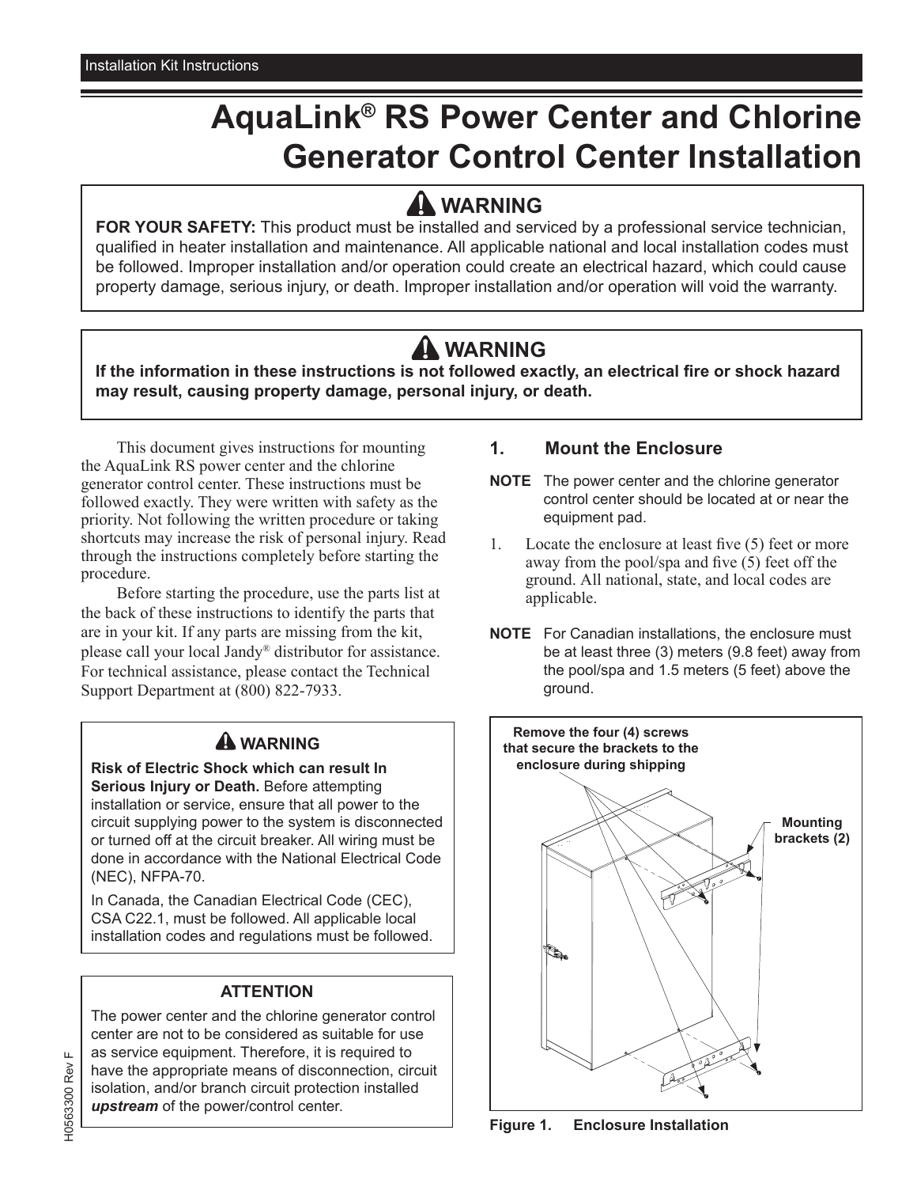Installation Kit Instructions

# AquaLink® RS Power Center and Chlorine Generator Control Center Installation

> **⚠ WARNING**
>
> **FOR YOUR SAFETY:** This product must be installed and serviced by a professional service technician, qualified in heater installation and maintenance. All applicable national and local installation codes must be followed. Improper installation and/or operation could create an electrical hazard, which could cause property damage, serious injury, or death. Improper installation and/or operation will void the warranty.

> **⚠ WARNING**
>
> **If the information in these instructions is not followed exactly, an electrical fire or shock hazard may result, causing property damage, personal injury, or death.**

This document gives instructions for mounting the AquaLink RS power center and the chlorine generator control center. These instructions must be followed exactly. They were written with safety as the priority. Not following the written procedure or taking shortcuts may increase the risk of personal injury. Read through the instructions completely before starting the procedure.

Before starting the procedure, use the parts list at the back of these instructions to identify the parts that are in your kit. If any parts are missing from the kit, please call your local Jandy® distributor for assistance. For technical assistance, please contact the Technical Support Department at (800) 822-7933.

> **⚠ WARNING**
>
> **Risk of Electric Shock which can result In Serious Injury or Death.** Before attempting installation or service, ensure that all power to the circuit supplying power to the system is disconnected or turned off at the circuit breaker. All wiring must be done in accordance with the National Electrical Code (NEC), NFPA-70.
>
> In Canada, the Canadian Electrical Code (CEC), CSA C22.1, must be followed. All applicable local installation codes and regulations must be followed.

> **ATTENTION**
>
> The power center and the chlorine generator control center are not to be considered as suitable for use as service equipment. Therefore, it is required to have the appropriate means of disconnection, circuit isolation, and/or branch circuit protection installed ***upstream*** of the power/control center.

## 1. Mount the Enclosure

**NOTE** The power center and the chlorine generator control center should be located at or near the equipment pad.

1. Locate the enclosure at least five (5) feet or more away from the pool/spa and five (5) feet off the ground. All national, state, and local codes are applicable.

**NOTE** For Canadian installations, the enclosure must be at least three (3) meters (9.8 feet) away from the pool/spa and 1.5 meters (5 feet) above the ground.

Remove the four (4) screws that secure the brackets to the enclosure during shipping

Mounting brackets (2)

**Figure 1. Enclosure Installation**

H0563300 Rev F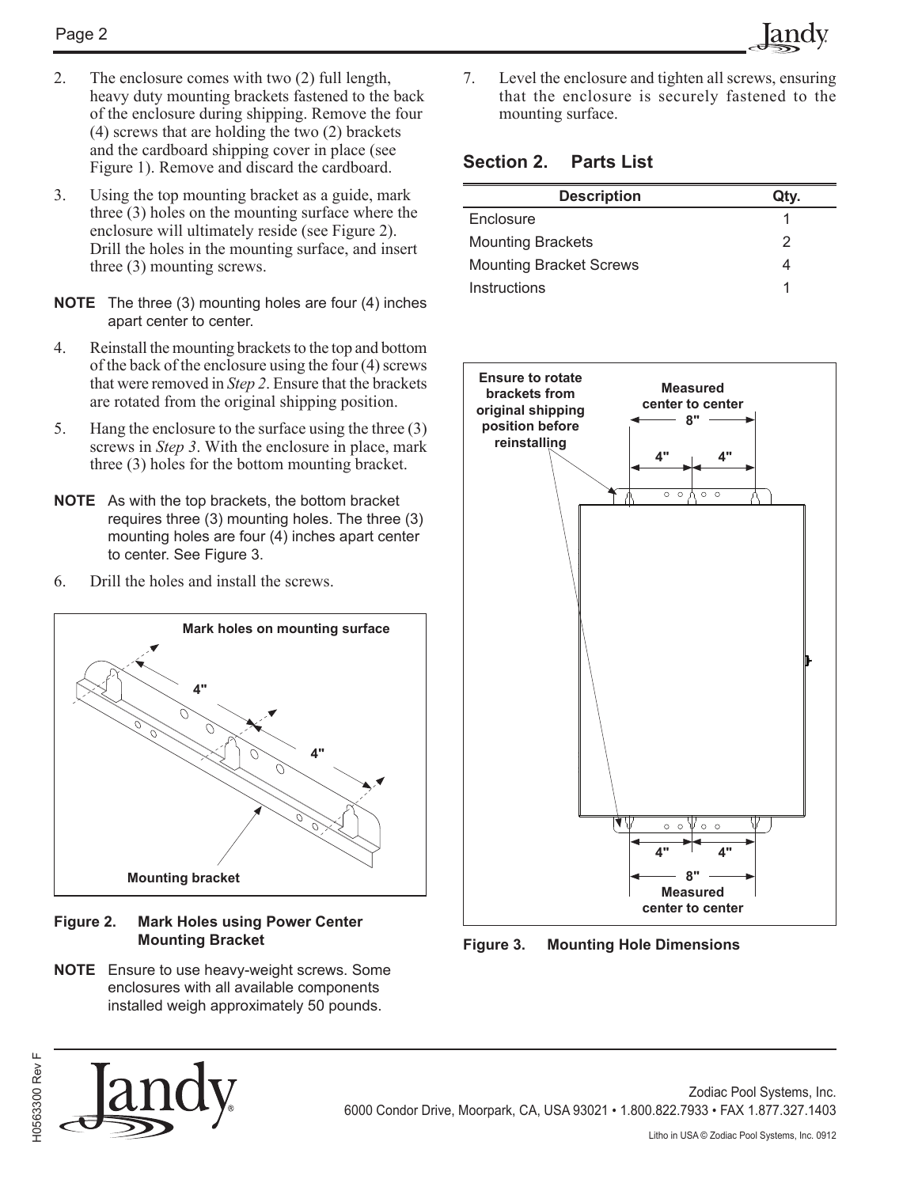2. The enclosure comes with two (2) full length, heavy duty mounting brackets fastened to the back of the enclosure during shipping. Remove the four (4) screws that are holding the two (2) brackets and the cardboard shipping cover in place (see Figure 1). Remove and discard the cardboard.

3. Using the top mounting bracket as a guide, mark three (3) holes on the mounting surface where the enclosure will ultimately reside (see Figure 2). Drill the holes in the mounting surface, and insert three (3) mounting screws.

**NOTE** The three (3) mounting holes are four (4) inches apart center to center.

4. Reinstall the mounting brackets to the top and bottom of the back of the enclosure using the four (4) screws that were removed in *Step 2*. Ensure that the brackets are rotated from the original shipping position.

5. Hang the enclosure to the surface using the three (3) screws in *Step 3*. With the enclosure in place, mark three (3) holes for the bottom mounting bracket.

**NOTE** As with the top brackets, the bottom bracket requires three (3) mounting holes. The three (3) mounting holes are four (4) inches apart center to center. See Figure 3.

6. Drill the holes and install the screws.

Mark holes on mounting surface

4"

4"

Mounting bracket

**Figure 2. Mark Holes using Power Center Mounting Bracket**

**NOTE** Ensure to use heavy-weight screws. Some enclosures with all available components installed weigh approximately 50 pounds.

7. Level the enclosure and tighten all screws, ensuring that the enclosure is securely fastened to the mounting surface.

## Section 2. Parts List

| Description | Qty. |
|---|---|
| Enclosure | 1 |
| Mounting Brackets | 2 |
| Mounting Bracket Screws | 4 |
| Instructions | 1 |

Ensure to rotate brackets from original shipping position before reinstalling

Measured center to center 8"

4" 4"

4" 4"

8" Measured center to center

**Figure 3. Mounting Hole Dimensions**

Zodiac Pool Systems, Inc.
6000 Condor Drive, Moorpark, CA, USA 93021 • 1.800.822.7933 • FAX 1.877.327.1403

Litho in USA © Zodiac Pool Systems, Inc. 0912

H0563300 Rev F